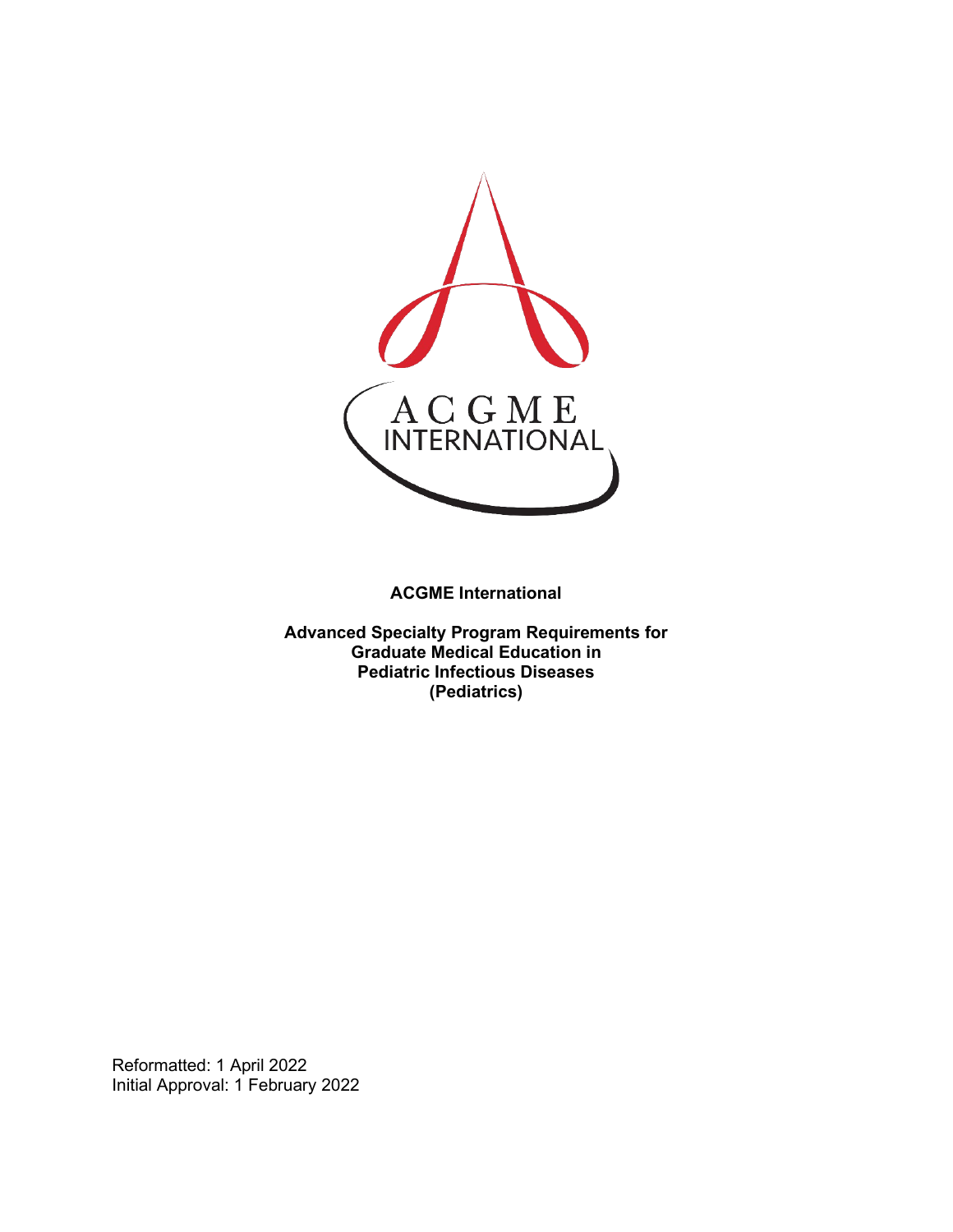**ACGME International**

**Advanced Specialty Program Requirements for Graduate Medical Education in Pediatric Infectious Diseases (Pediatrics)**

Reformatted: 1 April 2022
Initial Approval: 1 February 2022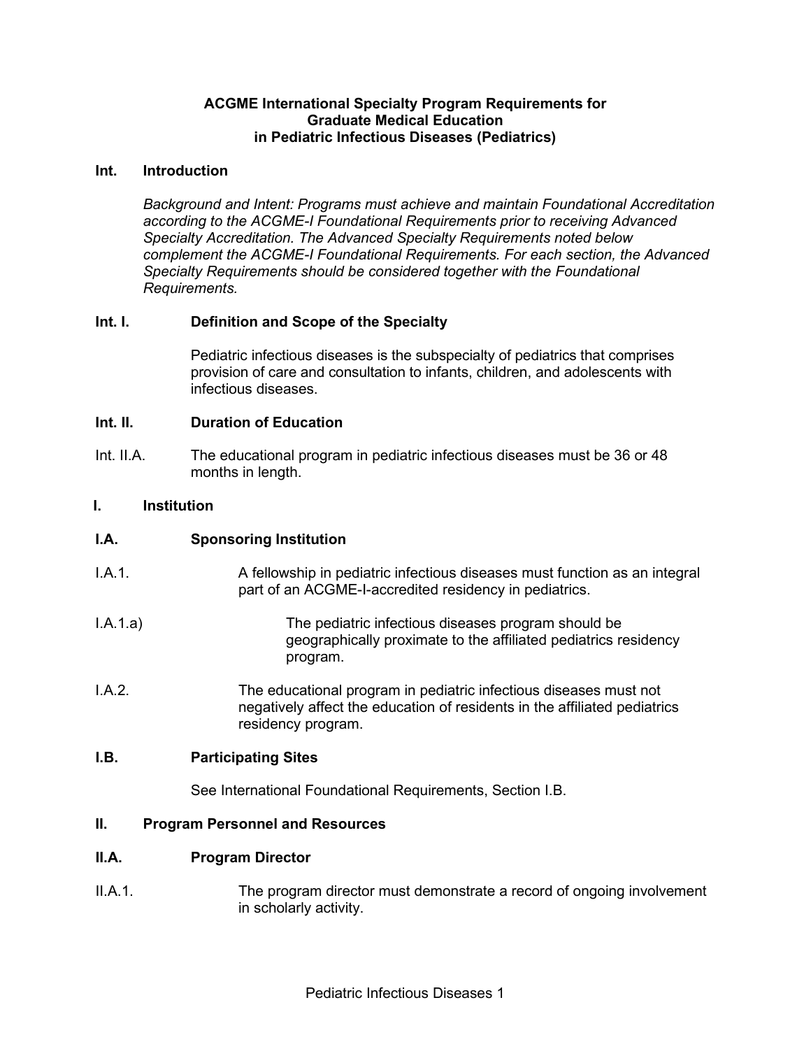**ACGME International Specialty Program Requirements for Graduate Medical Education in Pediatric Infectious Diseases (Pediatrics)**

## Int. Introduction

*Background and Intent: Programs must achieve and maintain Foundational Accreditation according to the ACGME-I Foundational Requirements prior to receiving Advanced Specialty Accreditation. The Advanced Specialty Requirements noted below complement the ACGME-I Foundational Requirements. For each section, the Advanced Specialty Requirements should be considered together with the Foundational Requirements.*

### Int. I. Definition and Scope of the Specialty

Pediatric infectious diseases is the subspecialty of pediatrics that comprises provision of care and consultation to infants, children, and adolescents with infectious diseases.

### Int. II. Duration of Education

Int. II.A. The educational program in pediatric infectious diseases must be 36 or 48 months in length.

## I. Institution

### I.A. Sponsoring Institution

I.A.1. A fellowship in pediatric infectious diseases must function as an integral part of an ACGME-I-accredited residency in pediatrics.

I.A.1.a) The pediatric infectious diseases program should be geographically proximate to the affiliated pediatrics residency program.

I.A.2. The educational program in pediatric infectious diseases must not negatively affect the education of residents in the affiliated pediatrics residency program.

### I.B. Participating Sites

See International Foundational Requirements, Section I.B.

## II. Program Personnel and Resources

### II.A. Program Director

II.A.1. The program director must demonstrate a record of ongoing involvement in scholarly activity.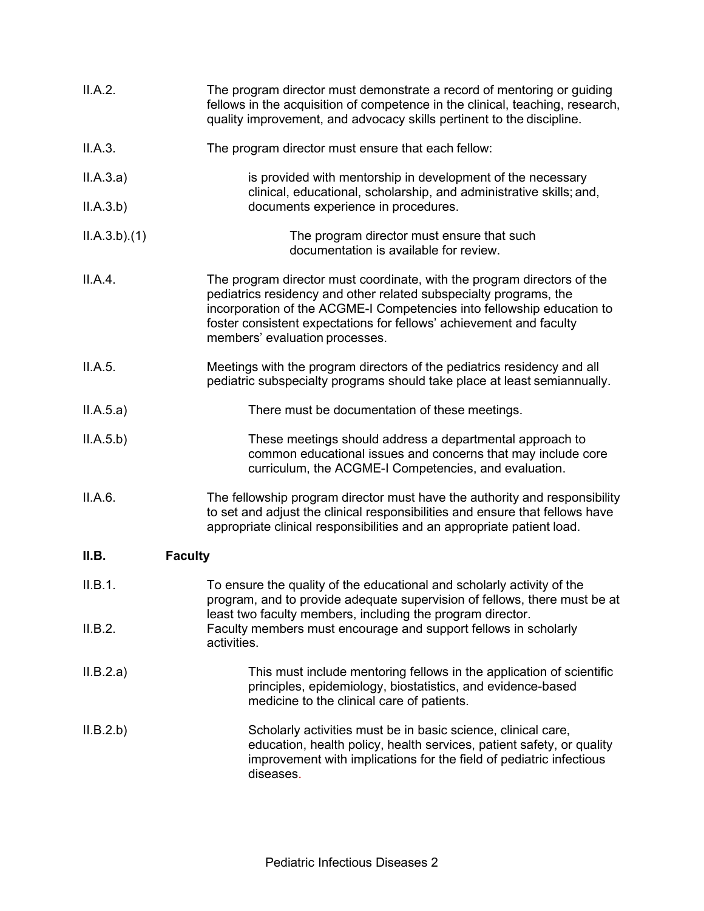II.A.2. The program director must demonstrate a record of mentoring or guiding fellows in the acquisition of competence in the clinical, teaching, research, quality improvement, and advocacy skills pertinent to the discipline.

II.A.3. The program director must ensure that each fellow:

II.A.3.a) is provided with mentorship in development of the necessary clinical, educational, scholarship, and administrative skills; and,

II.A.3.b) documents experience in procedures.

II.A.3.b).(1) The program director must ensure that such documentation is available for review.

II.A.4. The program director must coordinate, with the program directors of the pediatrics residency and other related subspecialty programs, the incorporation of the ACGME-I Competencies into fellowship education to foster consistent expectations for fellows' achievement and faculty members' evaluation processes.

II.A.5. Meetings with the program directors of the pediatrics residency and all pediatric subspecialty programs should take place at least semiannually.

II.A.5.a) There must be documentation of these meetings.

II.A.5.b) These meetings should address a departmental approach to common educational issues and concerns that may include core curriculum, the ACGME-I Competencies, and evaluation.

II.A.6. The fellowship program director must have the authority and responsibility to set and adjust the clinical responsibilities and ensure that fellows have appropriate clinical responsibilities and an appropriate patient load.

## II.B. Faculty

II.B.1. To ensure the quality of the educational and scholarly activity of the program, and to provide adequate supervision of fellows, there must be at least two faculty members, including the program director.

II.B.2. Faculty members must encourage and support fellows in scholarly activities.

II.B.2.a) This must include mentoring fellows in the application of scientific principles, epidemiology, biostatistics, and evidence-based medicine to the clinical care of patients.

II.B.2.b) Scholarly activities must be in basic science, clinical care, education, health policy, health services, patient safety, or quality improvement with implications for the field of pediatric infectious diseases.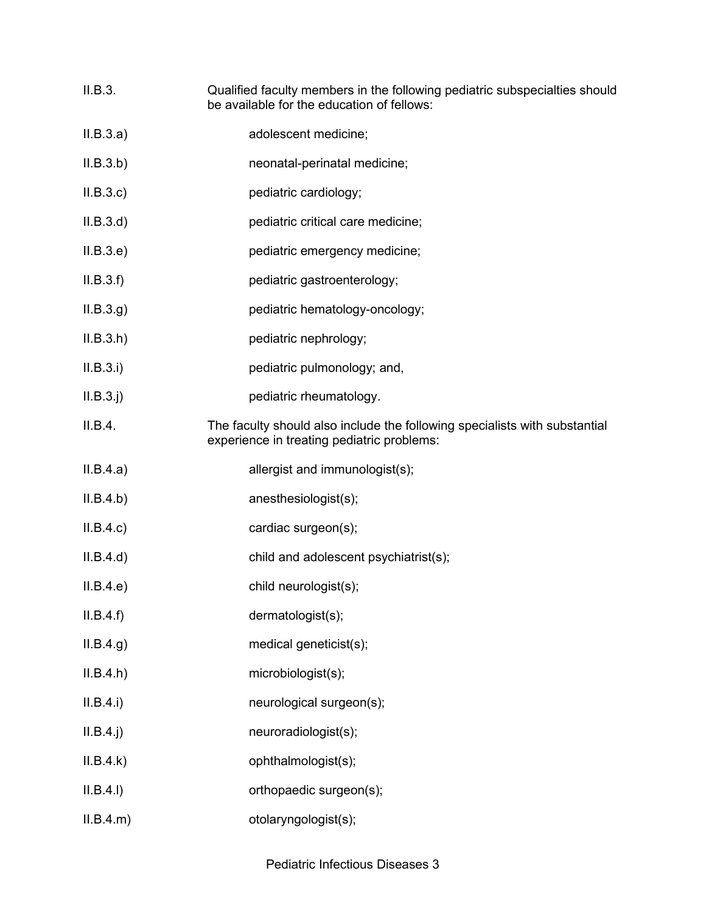II.B.3. Qualified faculty members in the following pediatric subspecialties should be available for the education of fellows:

II.B.3.a) adolescent medicine;

II.B.3.b) neonatal-perinatal medicine;

II.B.3.c) pediatric cardiology;

II.B.3.d) pediatric critical care medicine;

II.B.3.e) pediatric emergency medicine;

II.B.3.f) pediatric gastroenterology;

II.B.3.g) pediatric hematology-oncology;

II.B.3.h) pediatric nephrology;

II.B.3.i) pediatric pulmonology; and,

II.B.3.j) pediatric rheumatology.

II.B.4. The faculty should also include the following specialists with substantial experience in treating pediatric problems:

II.B.4.a) allergist and immunologist(s);

II.B.4.b) anesthesiologist(s);

II.B.4.c) cardiac surgeon(s);

II.B.4.d) child and adolescent psychiatrist(s);

II.B.4.e) child neurologist(s);

II.B.4.f) dermatologist(s);

II.B.4.g) medical geneticist(s);

II.B.4.h) microbiologist(s);

II.B.4.i) neurological surgeon(s);

II.B.4.j) neuroradiologist(s);

II.B.4.k) ophthalmologist(s);

II.B.4.l) orthopaedic surgeon(s);

II.B.4.m) otolaryngologist(s);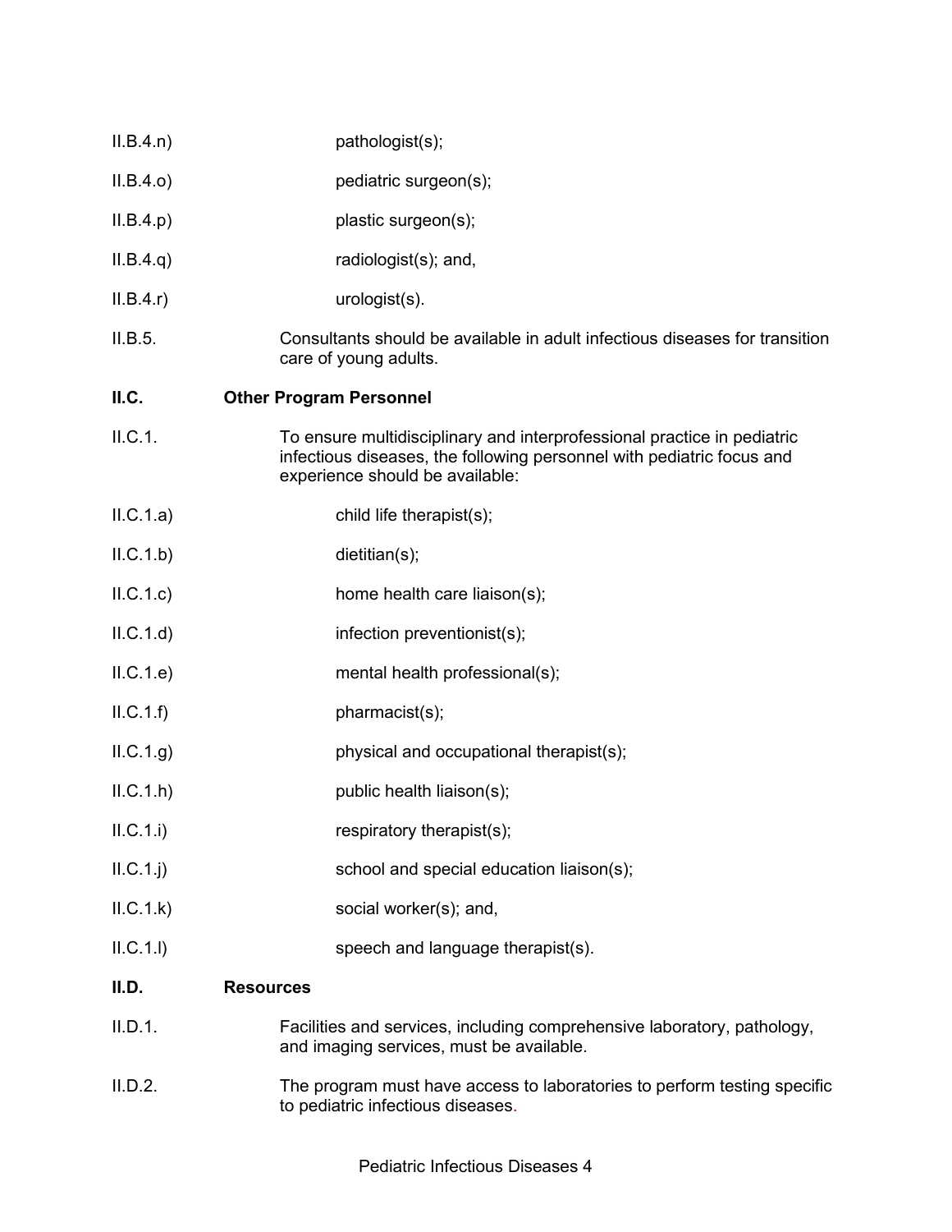II.B.4.n) pathologist(s);

II.B.4.o) pediatric surgeon(s);

II.B.4.p) plastic surgeon(s);

II.B.4.q) radiologist(s); and,

II.B.4.r) urologist(s).

II.B.5. Consultants should be available in adult infectious diseases for transition care of young adults.

**II.C. Other Program Personnel**

II.C.1. To ensure multidisciplinary and interprofessional practice in pediatric infectious diseases, the following personnel with pediatric focus and experience should be available:

II.C.1.a) child life therapist(s);

II.C.1.b) dietitian(s);

II.C.1.c) home health care liaison(s);

II.C.1.d) infection preventionist(s);

II.C.1.e) mental health professional(s);

II.C.1.f) pharmacist(s);

II.C.1.g) physical and occupational therapist(s);

II.C.1.h) public health liaison(s);

II.C.1.i) respiratory therapist(s);

II.C.1.j) school and special education liaison(s);

II.C.1.k) social worker(s); and,

II.C.1.l) speech and language therapist(s).

**II.D. Resources**

II.D.1. Facilities and services, including comprehensive laboratory, pathology, and imaging services, must be available.

II.D.2. The program must have access to laboratories to perform testing specific to pediatric infectious diseases.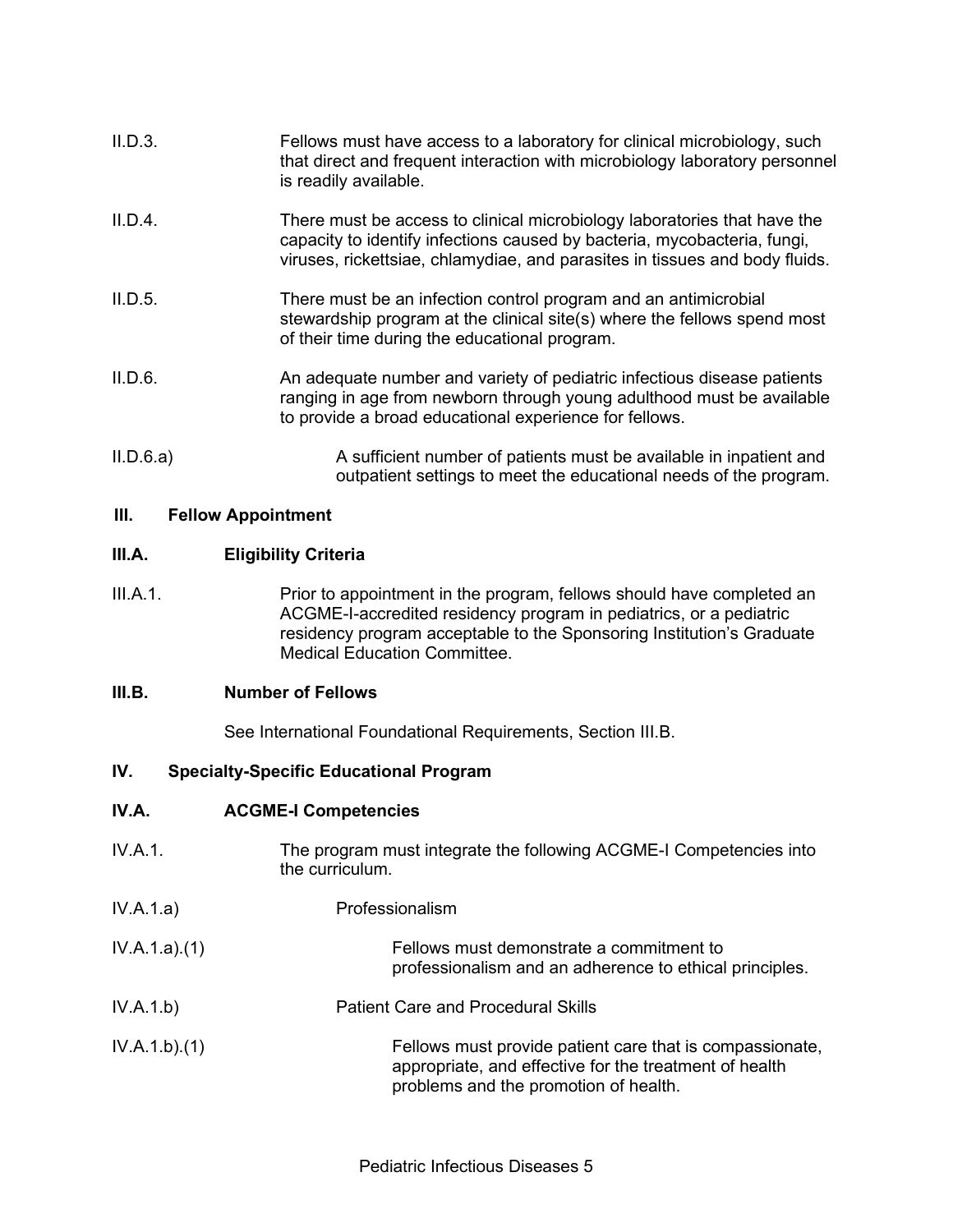II.D.3. Fellows must have access to a laboratory for clinical microbiology, such that direct and frequent interaction with microbiology laboratory personnel is readily available.

II.D.4. There must be access to clinical microbiology laboratories that have the capacity to identify infections caused by bacteria, mycobacteria, fungi, viruses, rickettsiae, chlamydiae, and parasites in tissues and body fluids.

II.D.5. There must be an infection control program and an antimicrobial stewardship program at the clinical site(s) where the fellows spend most of their time during the educational program.

II.D.6. An adequate number and variety of pediatric infectious disease patients ranging in age from newborn through young adulthood must be available to provide a broad educational experience for fellows.

II.D.6.a) A sufficient number of patients must be available in inpatient and outpatient settings to meet the educational needs of the program.

## III. Fellow Appointment

### III.A. Eligibility Criteria

III.A.1. Prior to appointment in the program, fellows should have completed an ACGME-I-accredited residency program in pediatrics, or a pediatric residency program acceptable to the Sponsoring Institution's Graduate Medical Education Committee.

### III.B. Number of Fellows

See International Foundational Requirements, Section III.B.

## IV. Specialty-Specific Educational Program

### IV.A. ACGME-I Competencies

IV.A.1. The program must integrate the following ACGME-I Competencies into the curriculum.

IV.A.1.a) Professionalism

IV.A.1.a).(1) Fellows must demonstrate a commitment to professionalism and an adherence to ethical principles.

IV.A.1.b) Patient Care and Procedural Skills

IV.A.1.b).(1) Fellows must provide patient care that is compassionate, appropriate, and effective for the treatment of health problems and the promotion of health.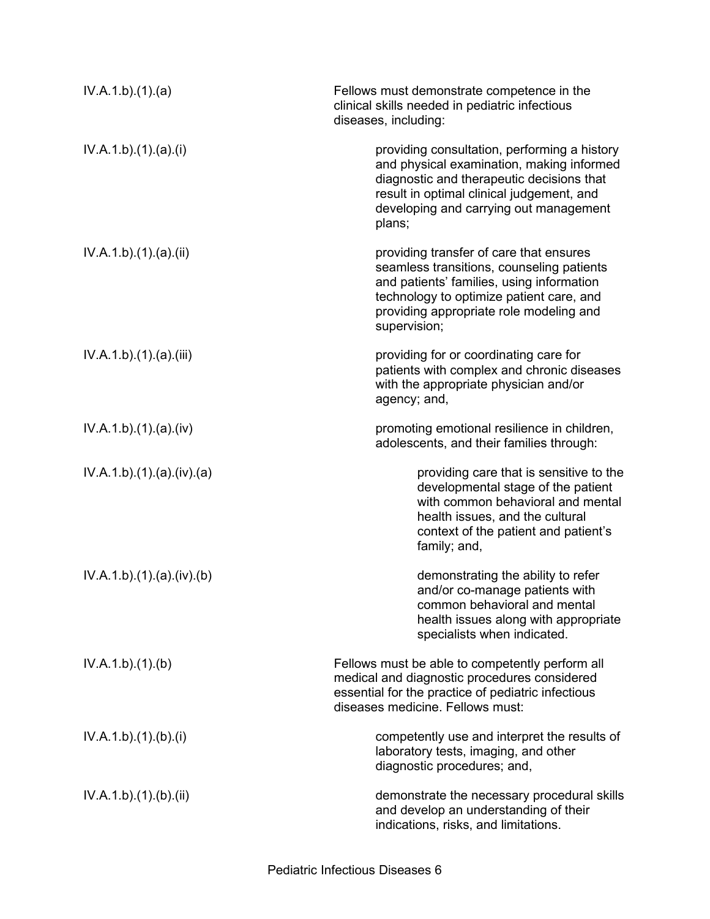| | |
|---|---|
| IV.A.1.b).(1).(a) | Fellows must demonstrate competence in the clinical skills needed in pediatric infectious diseases, including: |
| IV.A.1.b).(1).(a).(i) | providing consultation, performing a history and physical examination, making informed diagnostic and therapeutic decisions that result in optimal clinical judgement, and developing and carrying out management plans; |
| IV.A.1.b).(1).(a).(ii) | providing transfer of care that ensures seamless transitions, counseling patients and patients' families, using information technology to optimize patient care, and providing appropriate role modeling and supervision; |
| IV.A.1.b).(1).(a).(iii) | providing for or coordinating care for patients with complex and chronic diseases with the appropriate physician and/or agency; and, |
| IV.A.1.b).(1).(a).(iv) | promoting emotional resilience in children, adolescents, and their families through: |
| IV.A.1.b).(1).(a).(iv).(a) | providing care that is sensitive to the developmental stage of the patient with common behavioral and mental health issues, and the cultural context of the patient and patient's family; and, |
| IV.A.1.b).(1).(a).(iv).(b) | demonstrating the ability to refer and/or co-manage patients with common behavioral and mental health issues along with appropriate specialists when indicated. |
| IV.A.1.b).(1).(b) | Fellows must be able to competently perform all medical and diagnostic procedures considered essential for the practice of pediatric infectious diseases medicine. Fellows must: |
| IV.A.1.b).(1).(b).(i) | competently use and interpret the results of laboratory tests, imaging, and other diagnostic procedures; and, |
| IV.A.1.b).(1).(b).(ii) | demonstrate the necessary procedural skills and develop an understanding of their indications, risks, and limitations. |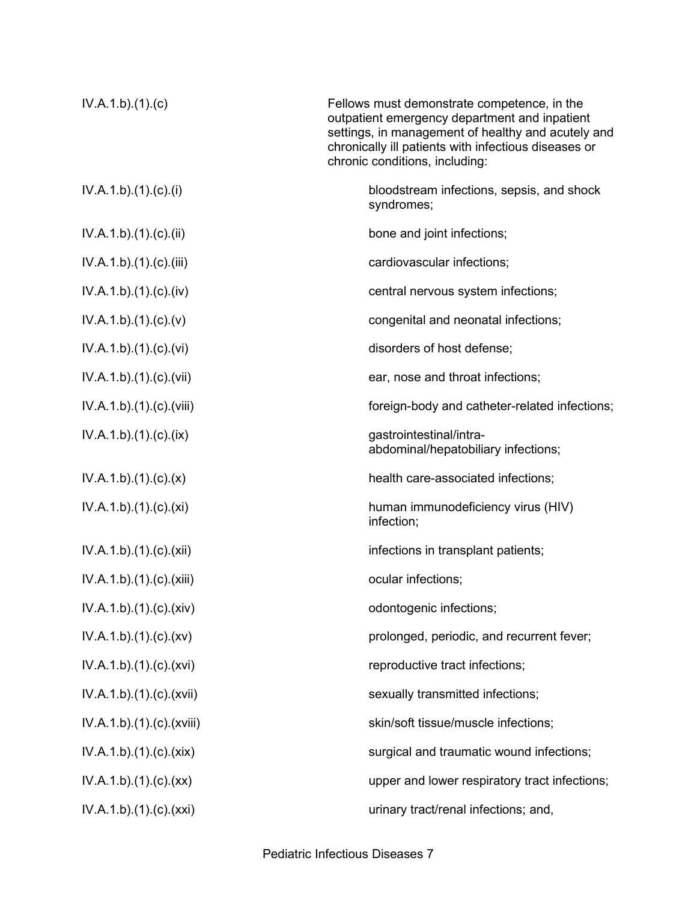| | |
|---|---|
| IV.A.1.b).(1).(c) | Fellows must demonstrate competence, in the outpatient emergency department and inpatient settings, in management of healthy and acutely and chronically ill patients with infectious diseases or chronic conditions, including: |
| IV.A.1.b).(1).(c).(i) | bloodstream infections, sepsis, and shock syndromes; |
| IV.A.1.b).(1).(c).(ii) | bone and joint infections; |
| IV.A.1.b).(1).(c).(iii) | cardiovascular infections; |
| IV.A.1.b).(1).(c).(iv) | central nervous system infections; |
| IV.A.1.b).(1).(c).(v) | congenital and neonatal infections; |
| IV.A.1.b).(1).(c).(vi) | disorders of host defense; |
| IV.A.1.b).(1).(c).(vii) | ear, nose and throat infections; |
| IV.A.1.b).(1).(c).(viii) | foreign-body and catheter-related infections; |
| IV.A.1.b).(1).(c).(ix) | gastrointestinal/intra-abdominal/hepatobiliary infections; |
| IV.A.1.b).(1).(c).(x) | health care-associated infections; |
| IV.A.1.b).(1).(c).(xi) | human immunodeficiency virus (HIV) infection; |
| IV.A.1.b).(1).(c).(xii) | infections in transplant patients; |
| IV.A.1.b).(1).(c).(xiii) | ocular infections; |
| IV.A.1.b).(1).(c).(xiv) | odontogenic infections; |
| IV.A.1.b).(1).(c).(xv) | prolonged, periodic, and recurrent fever; |
| IV.A.1.b).(1).(c).(xvi) | reproductive tract infections; |
| IV.A.1.b).(1).(c).(xvii) | sexually transmitted infections; |
| IV.A.1.b).(1).(c).(xviii) | skin/soft tissue/muscle infections; |
| IV.A.1.b).(1).(c).(xix) | surgical and traumatic wound infections; |
| IV.A.1.b).(1).(c).(xx) | upper and lower respiratory tract infections; |
| IV.A.1.b).(1).(c).(xxi) | urinary tract/renal infections; and, |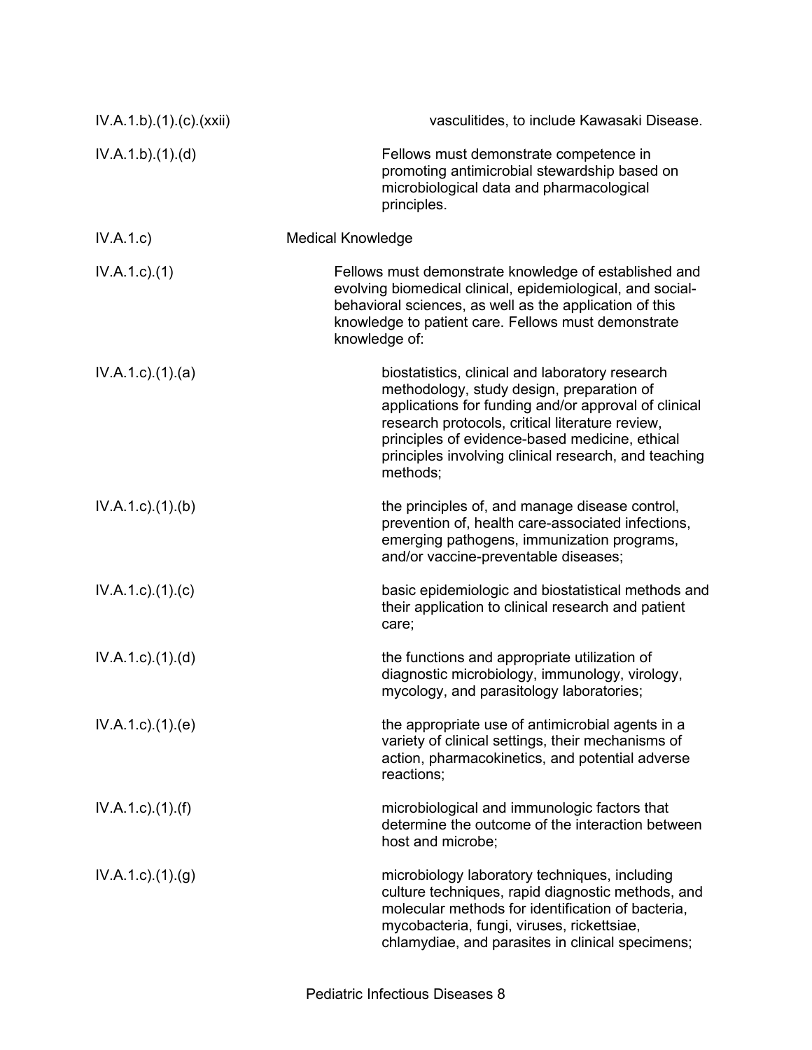| | |
|---|---|
| IV.A.1.b).(1).(c).(xxii) | vasculitides, to include Kawasaki Disease. |
| IV.A.1.b).(1).(d) | Fellows must demonstrate competence in promoting antimicrobial stewardship based on microbiological data and pharmacological principles. |
| IV.A.1.c) | Medical Knowledge |
| IV.A.1.c).(1) | Fellows must demonstrate knowledge of established and evolving biomedical clinical, epidemiological, and social-behavioral sciences, as well as the application of this knowledge to patient care. Fellows must demonstrate knowledge of: |
| IV.A.1.c).(1).(a) | biostatistics, clinical and laboratory research methodology, study design, preparation of applications for funding and/or approval of clinical research protocols, critical literature review, principles of evidence-based medicine, ethical principles involving clinical research, and teaching methods; |
| IV.A.1.c).(1).(b) | the principles of, and manage disease control, prevention of, health care-associated infections, emerging pathogens, immunization programs, and/or vaccine-preventable diseases; |
| IV.A.1.c).(1).(c) | basic epidemiologic and biostatistical methods and their application to clinical research and patient care; |
| IV.A.1.c).(1).(d) | the functions and appropriate utilization of diagnostic microbiology, immunology, virology, mycology, and parasitology laboratories; |
| IV.A.1.c).(1).(e) | the appropriate use of antimicrobial agents in a variety of clinical settings, their mechanisms of action, pharmacokinetics, and potential adverse reactions; |
| IV.A.1.c).(1).(f) | microbiological and immunologic factors that determine the outcome of the interaction between host and microbe; |
| IV.A.1.c).(1).(g) | microbiology laboratory techniques, including culture techniques, rapid diagnostic methods, and molecular methods for identification of bacteria, mycobacteria, fungi, viruses, rickettsiae, chlamydiae, and parasites in clinical specimens; |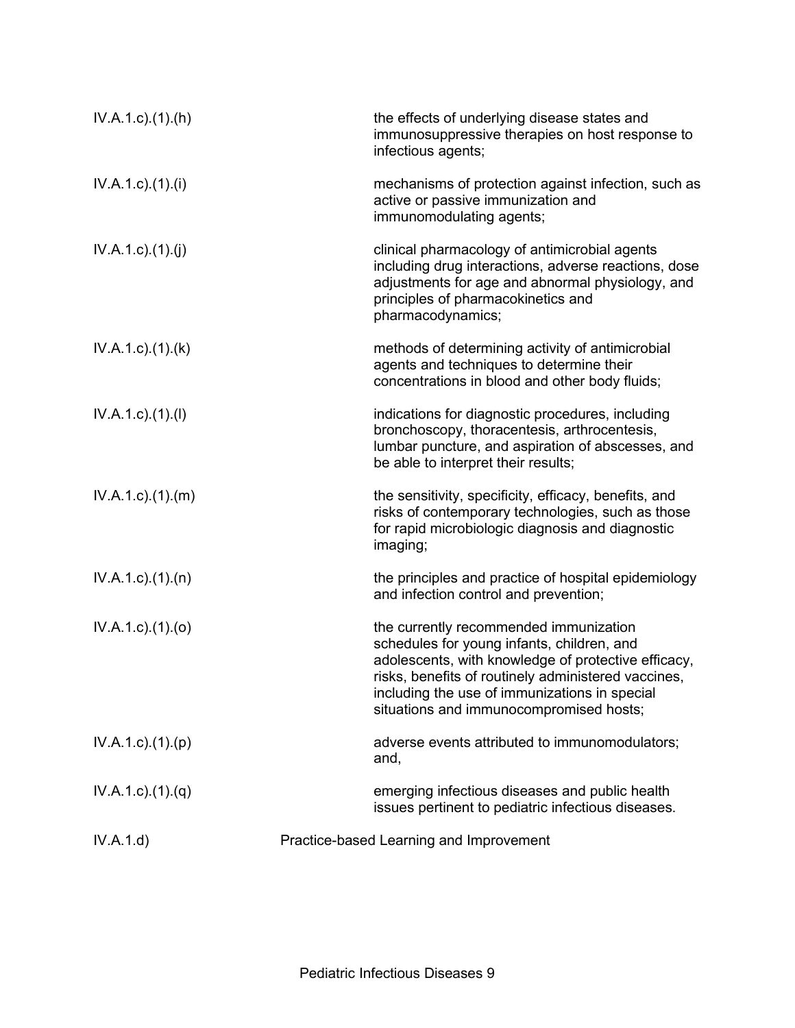| | |
|---|---|
| IV.A.1.c).(1).(h) | the effects of underlying disease states and immunosuppressive therapies on host response to infectious agents; |
| IV.A.1.c).(1).(i) | mechanisms of protection against infection, such as active or passive immunization and immunomodulating agents; |
| IV.A.1.c).(1).(j) | clinical pharmacology of antimicrobial agents including drug interactions, adverse reactions, dose adjustments for age and abnormal physiology, and principles of pharmacokinetics and pharmacodynamics; |
| IV.A.1.c).(1).(k) | methods of determining activity of antimicrobial agents and techniques to determine their concentrations in blood and other body fluids; |
| IV.A.1.c).(1).(l) | indications for diagnostic procedures, including bronchoscopy, thoracentesis, arthrocentesis, lumbar puncture, and aspiration of abscesses, and be able to interpret their results; |
| IV.A.1.c).(1).(m) | the sensitivity, specificity, efficacy, benefits, and risks of contemporary technologies, such as those for rapid microbiologic diagnosis and diagnostic imaging; |
| IV.A.1.c).(1).(n) | the principles and practice of hospital epidemiology and infection control and prevention; |
| IV.A.1.c).(1).(o) | the currently recommended immunization schedules for young infants, children, and adolescents, with knowledge of protective efficacy, risks, benefits of routinely administered vaccines, including the use of immunizations in special situations and immunocompromised hosts; |
| IV.A.1.c).(1).(p) | adverse events attributed to immunomodulators; and, |
| IV.A.1.c).(1).(q) | emerging infectious diseases and public health issues pertinent to pediatric infectious diseases. |
| IV.A.1.d) | Practice-based Learning and Improvement |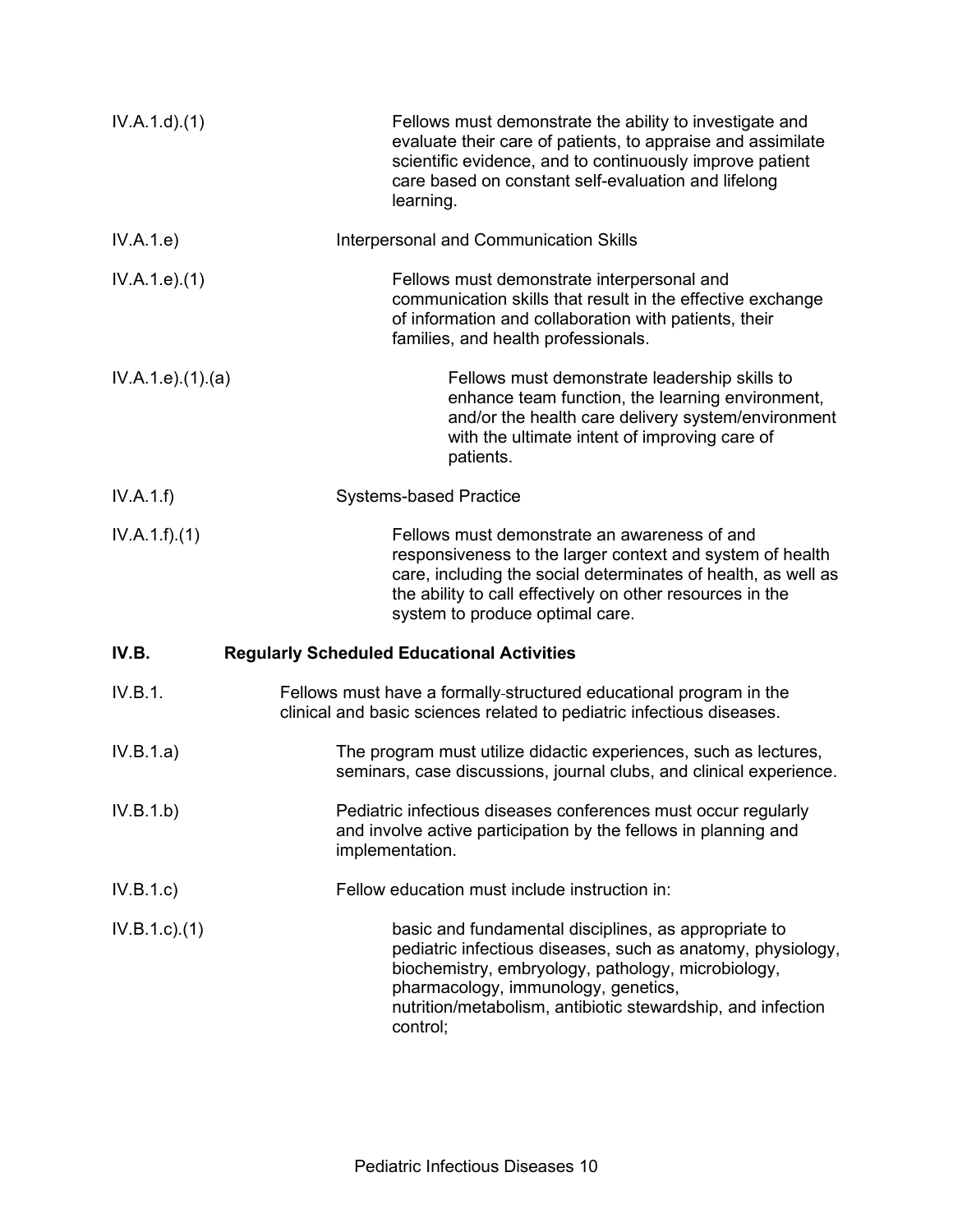IV.A.1.d).(1) Fellows must demonstrate the ability to investigate and evaluate their care of patients, to appraise and assimilate scientific evidence, and to continuously improve patient care based on constant self-evaluation and lifelong learning.

IV.A.1.e) Interpersonal and Communication Skills

IV.A.1.e).(1) Fellows must demonstrate interpersonal and communication skills that result in the effective exchange of information and collaboration with patients, their families, and health professionals.

IV.A.1.e).(1).(a) Fellows must demonstrate leadership skills to enhance team function, the learning environment, and/or the health care delivery system/environment with the ultimate intent of improving care of patients.

IV.A.1.f) Systems-based Practice

IV.A.1.f).(1) Fellows must demonstrate an awareness of and responsiveness to the larger context and system of health care, including the social determinates of health, as well as the ability to call effectively on other resources in the system to produce optimal care.

**IV.B. Regularly Scheduled Educational Activities**

IV.B.1. Fellows must have a formally-structured educational program in the clinical and basic sciences related to pediatric infectious diseases.

IV.B.1.a) The program must utilize didactic experiences, such as lectures, seminars, case discussions, journal clubs, and clinical experience.

IV.B.1.b) Pediatric infectious diseases conferences must occur regularly and involve active participation by the fellows in planning and implementation.

IV.B.1.c) Fellow education must include instruction in:

IV.B.1.c).(1) basic and fundamental disciplines, as appropriate to pediatric infectious diseases, such as anatomy, physiology, biochemistry, embryology, pathology, microbiology, pharmacology, immunology, genetics, nutrition/metabolism, antibiotic stewardship, and infection control;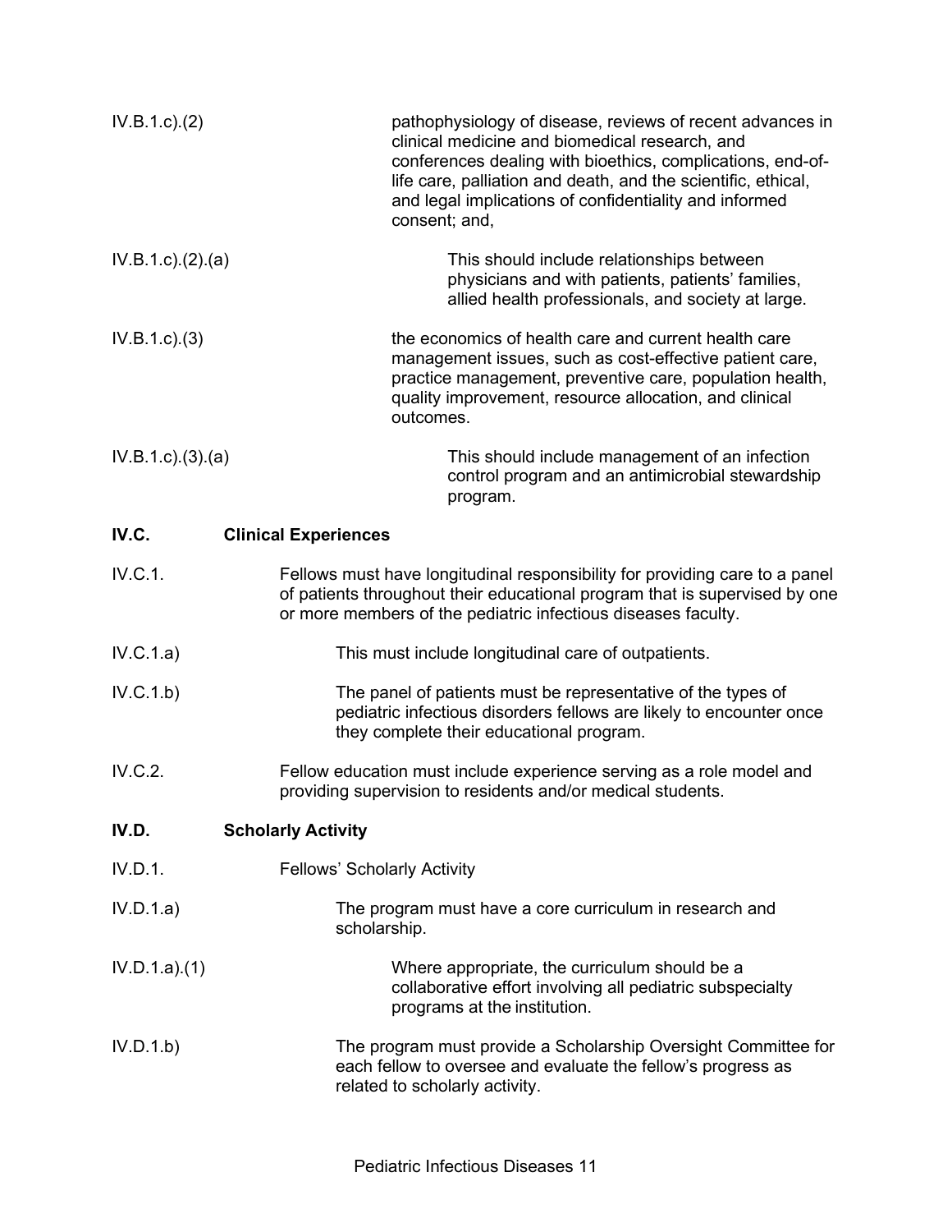IV.B.1.c).(2) pathophysiology of disease, reviews of recent advances in clinical medicine and biomedical research, and conferences dealing with bioethics, complications, end-of-life care, palliation and death, and the scientific, ethical, and legal implications of confidentiality and informed consent; and,

IV.B.1.c).(2).(a) This should include relationships between physicians and with patients, patients' families, allied health professionals, and society at large.

IV.B.1.c).(3) the economics of health care and current health care management issues, such as cost-effective patient care, practice management, preventive care, population health, quality improvement, resource allocation, and clinical outcomes.

IV.B.1.c).(3).(a) This should include management of an infection control program and an antimicrobial stewardship program.

**IV.C. Clinical Experiences**

IV.C.1. Fellows must have longitudinal responsibility for providing care to a panel of patients throughout their educational program that is supervised by one or more members of the pediatric infectious diseases faculty.

IV.C.1.a) This must include longitudinal care of outpatients.

IV.C.1.b) The panel of patients must be representative of the types of pediatric infectious disorders fellows are likely to encounter once they complete their educational program.

IV.C.2. Fellow education must include experience serving as a role model and providing supervision to residents and/or medical students.

**IV.D. Scholarly Activity**

IV.D.1. Fellows' Scholarly Activity

IV.D.1.a) The program must have a core curriculum in research and scholarship.

IV.D.1.a).(1) Where appropriate, the curriculum should be a collaborative effort involving all pediatric subspecialty programs at the institution.

IV.D.1.b) The program must provide a Scholarship Oversight Committee for each fellow to oversee and evaluate the fellow's progress as related to scholarly activity.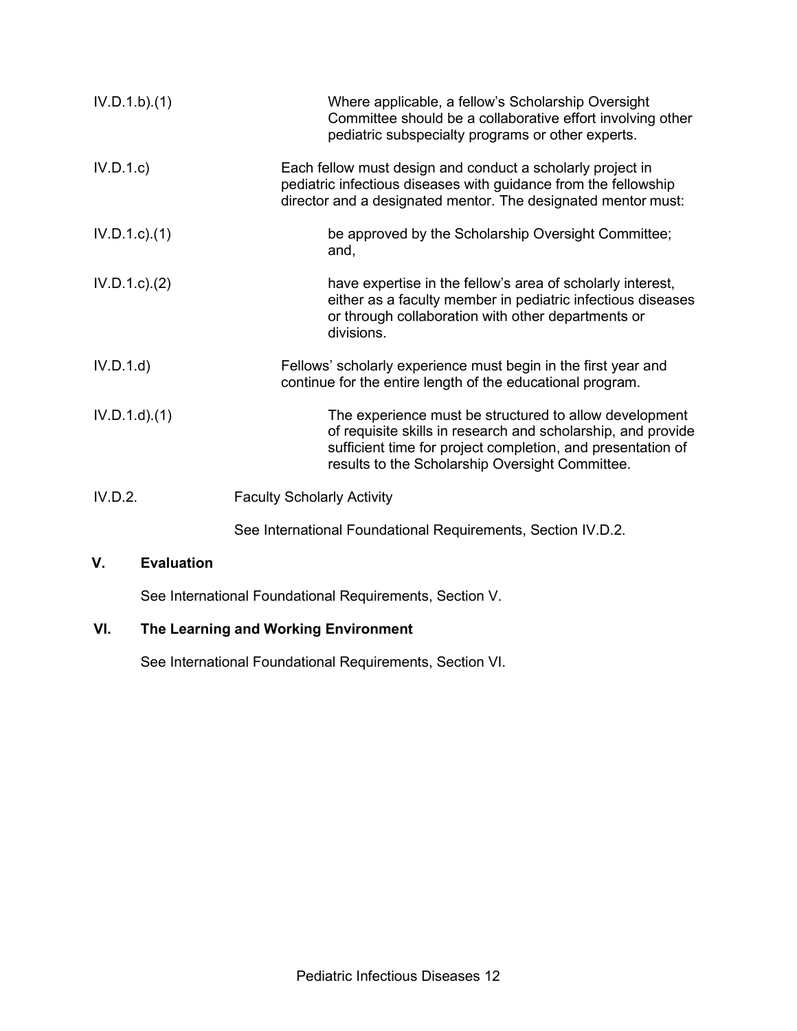IV.D.1.b).(1) Where applicable, a fellow's Scholarship Oversight Committee should be a collaborative effort involving other pediatric subspecialty programs or other experts.

IV.D.1.c) Each fellow must design and conduct a scholarly project in pediatric infectious diseases with guidance from the fellowship director and a designated mentor. The designated mentor must:

IV.D.1.c).(1) be approved by the Scholarship Oversight Committee; and,

IV.D.1.c).(2) have expertise in the fellow's area of scholarly interest, either as a faculty member in pediatric infectious diseases or through collaboration with other departments or divisions.

IV.D.1.d) Fellows' scholarly experience must begin in the first year and continue for the entire length of the educational program.

IV.D.1.d).(1) The experience must be structured to allow development of requisite skills in research and scholarship, and provide sufficient time for project completion, and presentation of results to the Scholarship Oversight Committee.

IV.D.2. Faculty Scholarly Activity

See International Foundational Requirements, Section IV.D.2.

## V. Evaluation

See International Foundational Requirements, Section V.

## VI. The Learning and Working Environment

See International Foundational Requirements, Section VI.